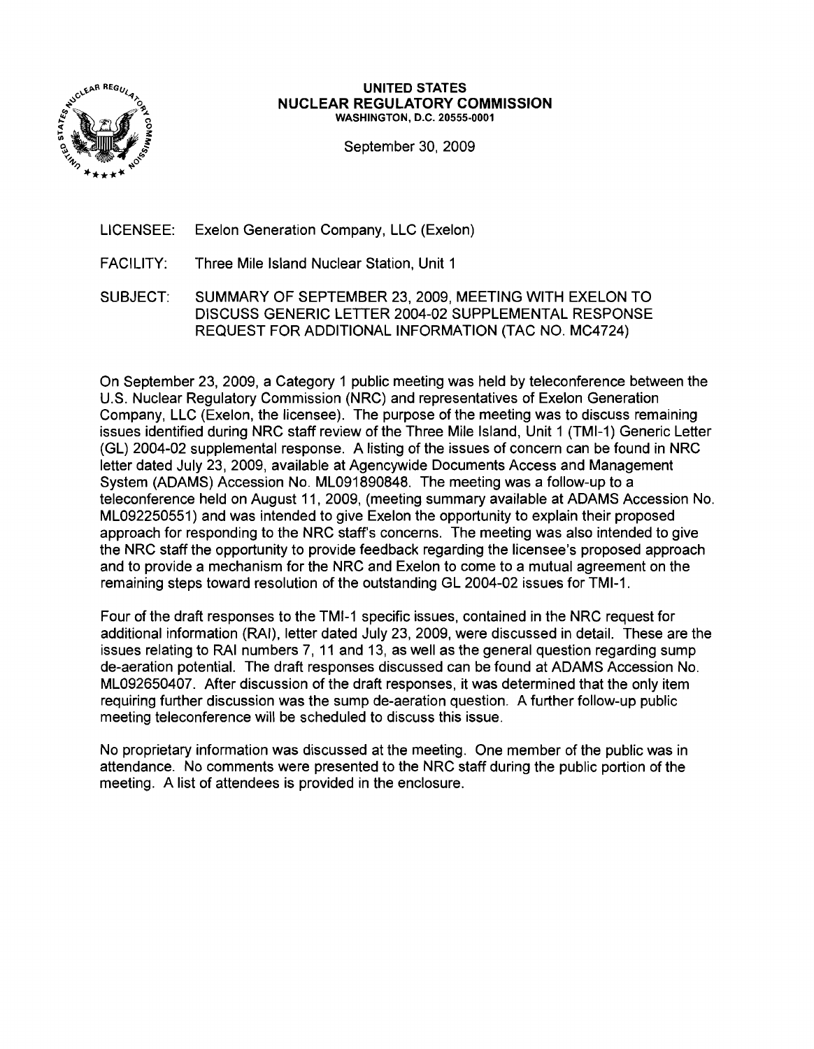**UNITED STATES**
**NUCLEAR REGULATORY COMMISSION**
**WASHINGTON, D.C. 20555-0001**

September 30, 2009

LICENSEE: Exelon Generation Company, LLC (Exelon)

FACILITY: Three Mile Island Nuclear Station, Unit 1

SUBJECT: SUMMARY OF SEPTEMBER 23, 2009, MEETING WITH EXELON TO DISCUSS GENERIC LETTER 2004-02 SUPPLEMENTAL RESPONSE REQUEST FOR ADDITIONAL INFORMATION (TAC NO. MC4724)

On September 23, 2009, a Category 1 public meeting was held by teleconference between the U.S. Nuclear Regulatory Commission (NRC) and representatives of Exelon Generation Company, LLC (Exelon, the licensee). The purpose of the meeting was to discuss remaining issues identified during NRC staff review of the Three Mile Island, Unit 1 (TMI-1) Generic Letter (GL) 2004-02 supplemental response. A listing of the issues of concern can be found in NRC letter dated July 23, 2009, available at Agencywide Documents Access and Management System (ADAMS) Accession No. ML091890848. The meeting was a follow-up to a teleconference held on August 11, 2009, (meeting summary available at ADAMS Accession No. ML092250551) and was intended to give Exelon the opportunity to explain their proposed approach for responding to the NRC staff's concerns. The meeting was also intended to give the NRC staff the opportunity to provide feedback regarding the licensee's proposed approach and to provide a mechanism for the NRC and Exelon to come to a mutual agreement on the remaining steps toward resolution of the outstanding GL 2004-02 issues for TMI-1.

Four of the draft responses to the TMI-1 specific issues, contained in the NRC request for additional information (RAI), letter dated July 23, 2009, were discussed in detail. These are the issues relating to RAI numbers 7, 11 and 13, as well as the general question regarding sump de-aeration potential. The draft responses discussed can be found at ADAMS Accession No. ML092650407. After discussion of the draft responses, it was determined that the only item requiring further discussion was the sump de-aeration question. A further follow-up public meeting teleconference will be scheduled to discuss this issue.

No proprietary information was discussed at the meeting. One member of the public was in attendance. No comments were presented to the NRC staff during the public portion of the meeting. A list of attendees is provided in the enclosure.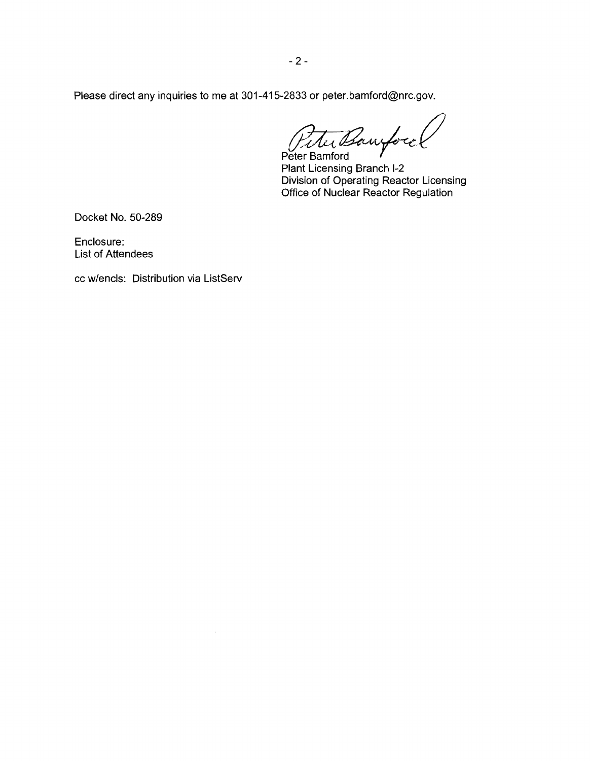Please direct any inquiries to me at 301-415-2833 or peter.bamford@nrc.gov.

Peter Bamford
Plant Licensing Branch I-2
Division of Operating Reactor Licensing
Office of Nuclear Reactor Regulation

Docket No. 50-289

Enclosure:
List of Attendees

cc w/encls: Distribution via ListServ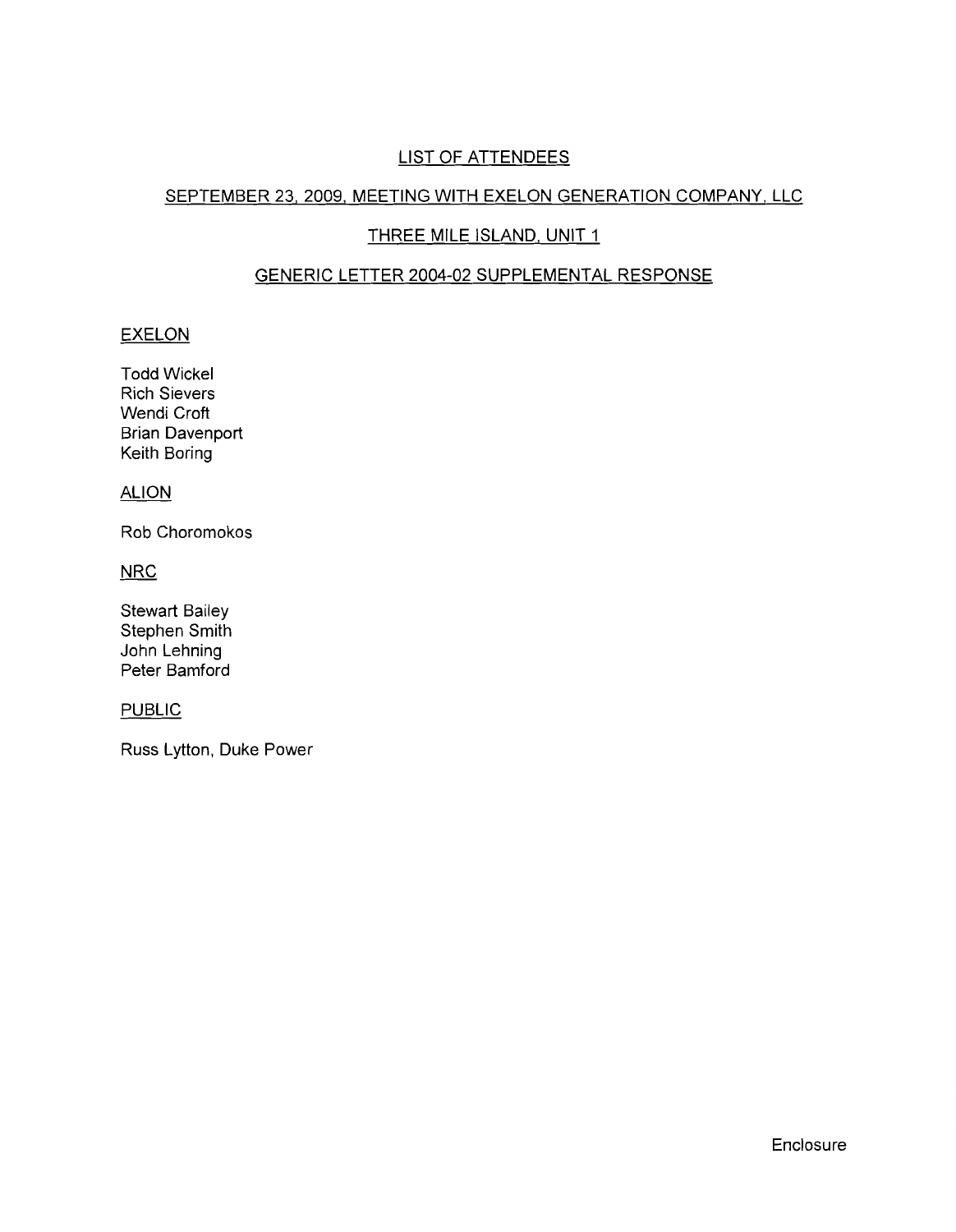# LIST OF ATTENDEES

## SEPTEMBER 23, 2009, MEETING WITH EXELON GENERATION COMPANY, LLC

## THREE MILE ISLAND, UNIT 1

## GENERIC LETTER 2004-02 SUPPLEMENTAL RESPONSE

### EXELON

Todd Wickel
Rich Sievers
Wendi Croft
Brian Davenport
Keith Boring

### ALION

Rob Choromokos

### NRC

Stewart Bailey
Stephen Smith
John Lehning
Peter Bamford

### PUBLIC

Russ Lytton, Duke Power

Enclosure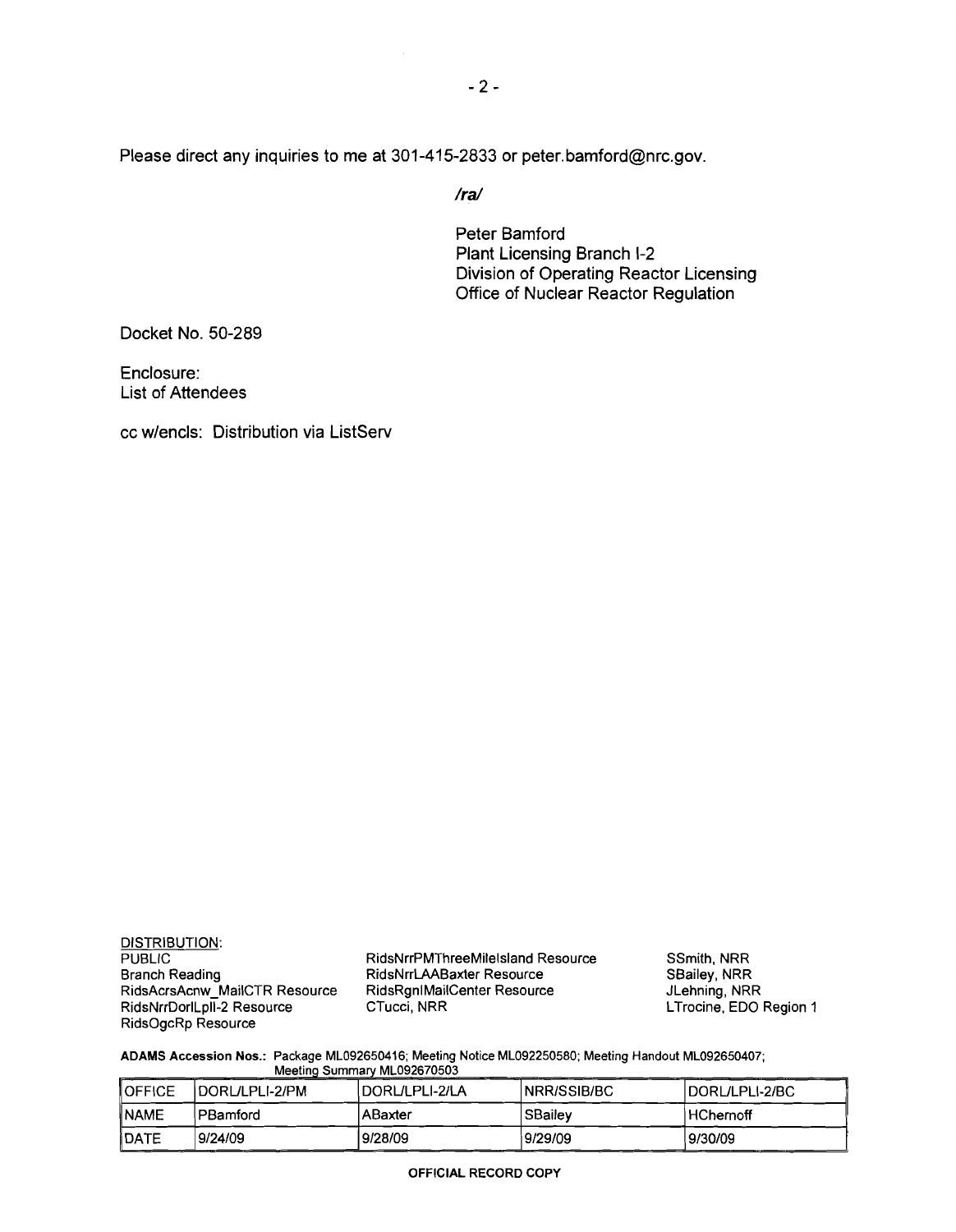Please direct any inquiries to me at 301-415-2833 or peter.bamford@nrc.gov.

*/ra/*

Peter Bamford
Plant Licensing Branch I-2
Division of Operating Reactor Licensing
Office of Nuclear Reactor Regulation

Docket No. 50-289

Enclosure:
List of Attendees

cc w/encls: Distribution via ListServ

DISTRIBUTION:
PUBLIC
Branch Reading
RidsAcrsAcnw_MailCTR Resource
RidsNrrDorlLpll-2 Resource
RidsOgcRp Resource
RidsNrrPMThreeMileIsland Resource
RidsNrrLAABaxter Resource
RidsRgnIMailCenter Resource
CTucci, NRR
SSmith, NRR
SBailey, NRR
JLehning, NRR
LTrocine, EDO Region 1

**ADAMS Accession Nos.:** Package ML092650416; Meeting Notice ML092250580; Meeting Handout ML092650407; Meeting Summary ML092670503

| OFFICE | DORL/LPLI-2/PM | DORL/LPLI-2/LA | NRR/SSIB/BC | DORL/LPLI-2/BC |
|---|---|---|---|---|
| NAME | PBamford | ABaxter | SBailey | HChernoff |
| DATE | 9/24/09 | 9/28/09 | 9/29/09 | 9/30/09 |

**OFFICIAL RECORD COPY**